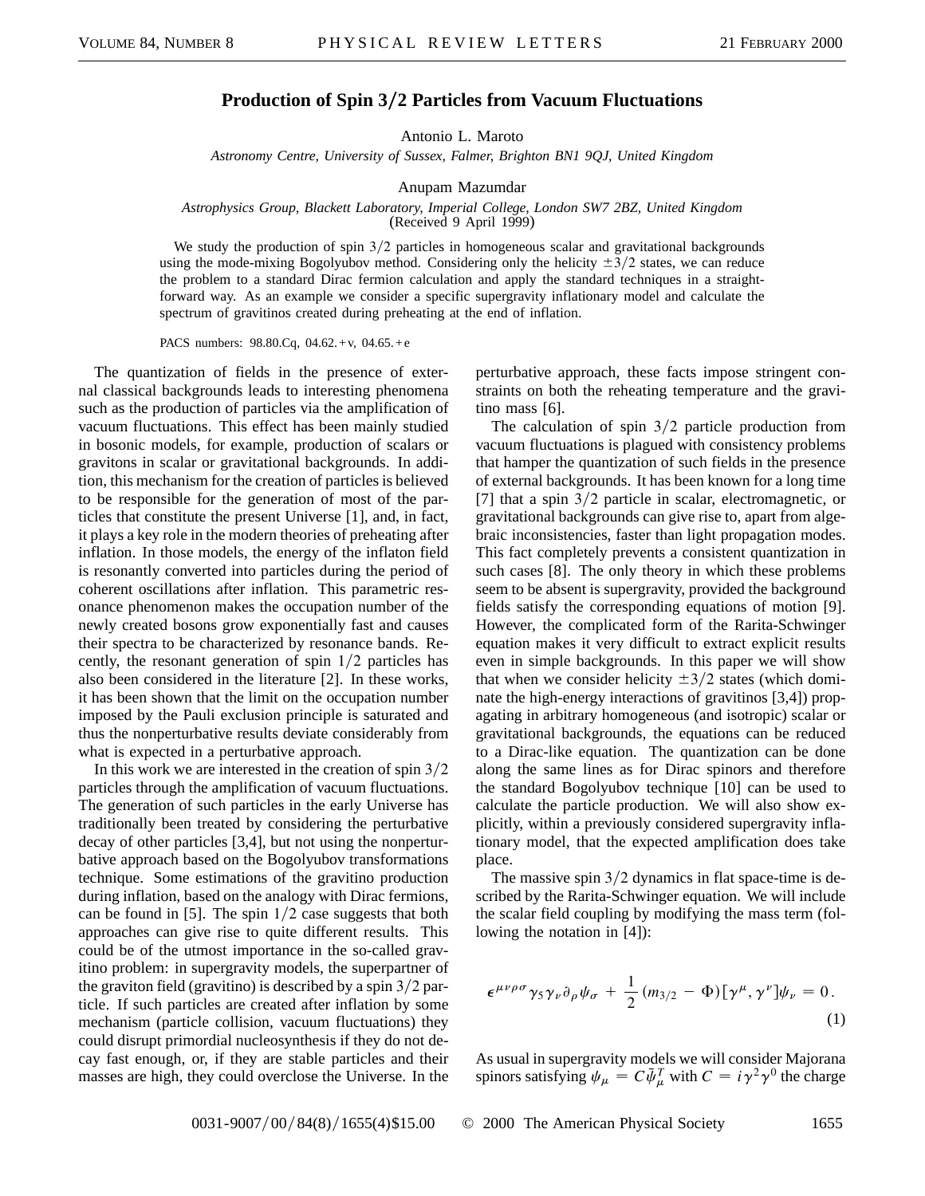# Production of Spin 3/2 Particles from Vacuum Fluctuations

Antonio L. Maroto

*Astronomy Centre, University of Sussex, Falmer, Brighton BN1 9QJ, United Kingdom*

Anupam Mazumdar

*Astrophysics Group, Blackett Laboratory, Imperial College, London SW7 2BZ, United Kingdom*
(Received 9 April 1999)

We study the production of spin 3/2 particles in homogeneous scalar and gravitational backgrounds using the mode-mixing Bogolyubov method. Considering only the helicity $\pm 3/2$ states, we can reduce the problem to a standard Dirac fermion calculation and apply the standard techniques in a straightforward way. As an example we consider a specific supergravity inflationary model and calculate the spectrum of gravitinos created during preheating at the end of inflation.

PACS numbers: 98.80.Cq, 04.62.+v, 04.65.+e

The quantization of fields in the presence of external classical backgrounds leads to interesting phenomena such as the production of particles via the amplification of vacuum fluctuations. This effect has been mainly studied in bosonic models, for example, production of scalars or gravitons in scalar or gravitational backgrounds. In addition, this mechanism for the creation of particles is believed to be responsible for the generation of most of the particles that constitute the present Universe [1], and, in fact, it plays a key role in the modern theories of preheating after inflation. In those models, the energy of the inflaton field is resonantly converted into particles during the period of coherent oscillations after inflation. This parametric resonance phenomenon makes the occupation number of the newly created bosons grow exponentially fast and causes their spectra to be characterized by resonance bands. Recently, the resonant generation of spin 1/2 particles has also been considered in the literature [2]. In these works, it has been shown that the limit on the occupation number imposed by the Pauli exclusion principle is saturated and thus the nonperturbative results deviate considerably from what is expected in a perturbative approach.

In this work we are interested in the creation of spin 3/2 particles through the amplification of vacuum fluctuations. The generation of such particles in the early Universe has traditionally been treated by considering the perturbative decay of other particles [3,4], but not using the nonperturbative approach based on the Bogolyubov transformations technique. Some estimations of the gravitino production during inflation, based on the analogy with Dirac fermions, can be found in [5]. The spin 1/2 case suggests that both approaches can give rise to quite different results. This could be of the utmost importance in the so-called gravitino problem: in supergravity models, the superpartner of the graviton field (gravitino) is described by a spin 3/2 particle. If such particles are created after inflation by some mechanism (particle collision, vacuum fluctuations) they could disrupt primordial nucleosynthesis if they do not decay fast enough, or, if they are stable particles and their masses are high, they could overclose the Universe. In the perturbative approach, these facts impose stringent constraints on both the reheating temperature and the gravitino mass [6].

The calculation of spin 3/2 particle production from vacuum fluctuations is plagued with consistency problems that hamper the quantization of such fields in the presence of external backgrounds. It has been known for a long time [7] that a spin 3/2 particle in scalar, electromagnetic, or gravitational backgrounds can give rise to, apart from algebraic inconsistencies, faster than light propagation modes. This fact completely prevents a consistent quantization in such cases [8]. The only theory in which these problems seem to be absent is supergravity, provided the background fields satisfy the corresponding equations of motion [9]. However, the complicated form of the Rarita-Schwinger equation makes it very difficult to extract explicit results even in simple backgrounds. In this paper we will show that when we consider helicity $\pm 3/2$ states (which dominate the high-energy interactions of gravitinos [3,4]) propagating in arbitrary homogeneous (and isotropic) scalar or gravitational backgrounds, the equations can be reduced to a Dirac-like equation. The quantization can be done along the same lines as for Dirac spinors and therefore the standard Bogolyubov technique [10] can be used to calculate the particle production. We will also show explicitly, within a previously considered supergravity inflationary model, that the expected amplification does take place.

The massive spin 3/2 dynamics in flat space-time is described by the Rarita-Schwinger equation. We will include the scalar field coupling by modifying the mass term (following the notation in [4]):

$$\epsilon^{\mu\nu\rho\sigma}\gamma_5\gamma_\nu\partial_\rho\psi_\sigma + \frac{1}{2}(m_{3/2} - \Phi)[\gamma^\mu, \gamma^\nu]\psi_\nu = 0\,. \tag{1}$$

As usual in supergravity models we will consider Majorana spinors satisfying $\psi_\mu = C\bar{\psi}_\mu^T$ with $C = i\gamma^2\gamma^0$ the charge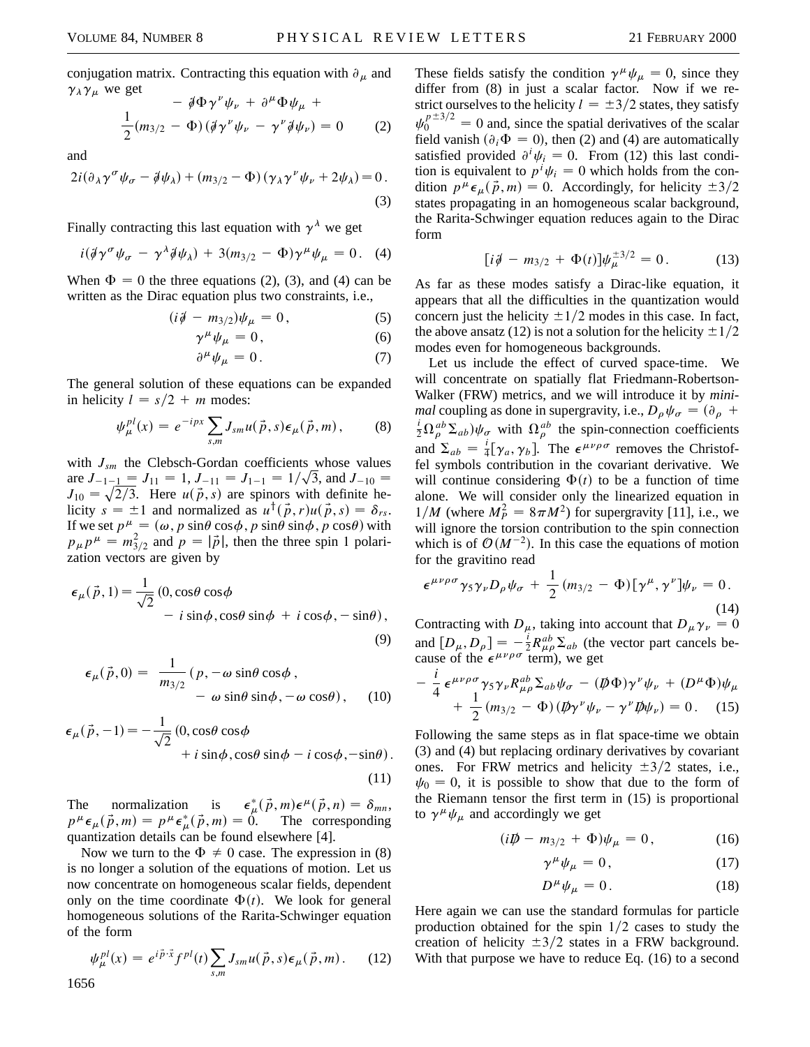conjugation matrix. Contracting this equation with $\partial_\mu$ and $\gamma_\lambda \gamma_\mu$ we get

$$
-\not{\partial}\Phi \gamma^\nu \psi_\nu + \partial^\mu \Phi \psi_\mu + \frac{1}{2}(m_{3/2} - \Phi)(\not{\partial}\gamma^\nu \psi_\nu - \gamma^\nu \not{\partial}\psi_\nu) = 0 \qquad (2)
$$

and

$$
2i(\partial_\lambda \gamma^\sigma \psi_\sigma - \not{\partial}\psi_\lambda) + (m_{3/2} - \Phi)(\gamma_\lambda \gamma^\nu \psi_\nu + 2\psi_\lambda) = 0 . \qquad (3)
$$

Finally contracting this last equation with $\gamma^\lambda$ we get

$$
i(\not{\partial}\gamma^\sigma \psi_\sigma - \gamma^\lambda \not{\partial}\psi_\lambda) + 3(m_{3/2} - \Phi)\gamma^\mu \psi_\mu = 0 . \qquad (4)
$$

When $\Phi = 0$ the three equations (2), (3), and (4) can be written as the Dirac equation plus two constraints, i.e.,

$$
(i\not{\partial} - m_{3/2})\psi_\mu = 0 , \qquad (5)
$$

$$
\gamma^\mu \psi_\mu = 0 , \qquad (6)
$$

$$
\partial^\mu \psi_\mu = 0 . \qquad (7)
$$

The general solution of these equations can be expanded in helicity $l = s/2 + m$ modes:

$$
\psi_\mu^{pl}(x) = e^{-ipx} \sum_{s,m} J_{sm} u(\vec{p}, s) \epsilon_\mu(\vec{p}, m) , \qquad (8)
$$

with $J_{sm}$ the Clebsch-Gordan coefficients whose values are $J_{-1-1} = J_{11} = 1$, $J_{-11} = J_{1-1} = 1/\sqrt{3}$, and $J_{-10} = J_{10} = \sqrt{2/3}$. Here $u(\vec{p}, s)$ are spinors with definite helicity $s = \pm 1$ and normalized as $u^\dagger(\vec{p}, r) u(\vec{p}, s) = \delta_{rs}$. If we set $p^\mu = (\omega, p \sin\theta \cos\phi, p \sin\theta \sin\phi, p \cos\theta)$ with $p_\mu p^\mu = m_{3/2}^2$ and $p = |\vec{p}|$, then the three spin 1 polarization vectors are given by

$$
\epsilon_\mu(\vec{p}, 1) = \frac{1}{\sqrt{2}}(0, \cos\theta \cos\phi - i \sin\phi, \cos\theta \sin\phi + i \cos\phi, -\sin\theta) , \qquad (9)
$$

$$
\epsilon_\mu(\vec{p}, 0) = \frac{1}{m_{3/2}}(p, -\omega \sin\theta \cos\phi , -\omega \sin\theta \sin\phi, -\omega \cos\theta) , \qquad (10)
$$

$$
\epsilon_\mu(\vec{p}, -1) = -\frac{1}{\sqrt{2}}(0, \cos\theta \cos\phi + i \sin\phi, \cos\theta \sin\phi - i \cos\phi, -\sin\theta) . \qquad (11)
$$

The normalization is $\epsilon_\mu^*(\vec{p}, m) \epsilon^\mu(\vec{p}, n) = \delta_{mn}$, $p^\mu \epsilon_\mu(\vec{p}, m) = p^\mu \epsilon_\mu^*(\vec{p}, m) = 0$. The corresponding quantization details can be found elsewhere [4].

Now we turn to the $\Phi \neq 0$ case. The expression in (8) is no longer a solution of the equations of motion. Let us now concentrate on homogeneous scalar fields, dependent only on the time coordinate $\Phi(t)$. We look for general homogeneous solutions of the Rarita-Schwinger equation of the form

$$
\psi_\mu^{pl}(x) = e^{i\vec{p}\cdot\vec{x}} f^{pl}(t) \sum_{s,m} J_{sm} u(\vec{p}, s) \epsilon_\mu(\vec{p}, m) . \qquad (12)
$$

These fields satisfy the condition $\gamma^\mu \psi_\mu = 0$, since they differ from (8) in just a scalar factor. Now if we restrict ourselves to the helicity $l = \pm 3/2$ states, they satisfy $\psi_0^{p \pm 3/2} = 0$ and, since the spatial derivatives of the scalar field vanish ($\partial_i \Phi = 0$), then (2) and (4) are automatically satisfied provided $\partial^i \psi_i = 0$. From (12) this last condition is equivalent to $p^i \psi_i = 0$ which holds from the condition $p^\mu \epsilon_\mu(\vec{p}, m) = 0$. Accordingly, for helicity $\pm 3/2$ states propagating in an homogeneous scalar background, the Rarita-Schwinger equation reduces again to the Dirac form

$$
[i\not{\partial} - m_{3/2} + \Phi(t)]\psi_\mu^{\pm 3/2} = 0 . \qquad (13)
$$

As far as these modes satisfy a Dirac-like equation, it appears that all the difficulties in the quantization would concern just the helicity $\pm 1/2$ modes in this case. In fact, the above ansatz (12) is not a solution for the helicity $\pm 1/2$ modes even for homogeneous backgrounds.

Let us include the effect of curved space-time. We will concentrate on spatially flat Friedmann-Robertson-Walker (FRW) metrics, and we will introduce it by *minimal* coupling as done in supergravity, i.e., $D_\rho \psi_\sigma = (\partial_\rho + \frac{i}{2}\Omega_\rho^{ab} \Sigma_{ab})\psi_\sigma$ with $\Omega_\rho^{ab}$ the spin-connection coefficients and $\Sigma_{ab} = \frac{i}{4}[\gamma_a, \gamma_b]$. The $\epsilon^{\mu\nu\rho\sigma}$ removes the Christoffel symbols contribution in the covariant derivative. We will continue considering $\Phi(t)$ to be a function of time alone. We will consider only the linearized equation in $1/M$ (where $M_P^2 = 8\pi M^2$) for supergravity [11], i.e., we will ignore the torsion contribution to the spin connection which is of $\mathcal{O}(M^{-2})$. In this case the equations of motion for the gravitino read

$$
\epsilon^{\mu\nu\rho\sigma} \gamma_5 \gamma_\nu D_\rho \psi_\sigma + \frac{1}{2}(m_{3/2} - \Phi)[\gamma^\mu, \gamma^\nu]\psi_\nu = 0 . \qquad (14)
$$

Contracting with $D_\mu$, taking into account that $D_\mu \gamma_\nu = 0$ and $[D_\mu, D_\rho] = -\frac{i}{2} R_{\mu\rho}^{ab} \Sigma_{ab}$ (the vector part cancels because of the $\epsilon^{\mu\nu\rho\sigma}$ term), we get

$$
-\frac{i}{4}\epsilon^{\mu\nu\rho\sigma}\gamma_5 \gamma_\nu R_{\mu\rho}^{ab} \Sigma_{ab} \psi_\sigma - (\not{D}\Phi)\gamma^\nu \psi_\nu + (D^\mu \Phi)\psi_\mu + \frac{1}{2}(m_{3/2} - \Phi)(\not{D}\gamma^\nu \psi_\nu - \gamma^\nu \not{D}\psi_\nu) = 0 . \qquad (15)
$$

Following the same steps as in flat space-time we obtain (3) and (4) but replacing ordinary derivatives by covariant ones. For FRW metrics and helicity $\pm 3/2$ states, i.e., $\psi_0 = 0$, it is possible to show that due to the form of the Riemann tensor the first term in (15) is proportional to $\gamma^\mu \psi_\mu$ and accordingly we get

$$
(i\not{D} - m_{3/2} + \Phi)\psi_\mu = 0 , \qquad (16)
$$

$$
\gamma^\mu \psi_\mu = 0 , \qquad (17)
$$

$$
D^\mu \psi_\mu = 0 . \qquad (18)
$$

Here again we can use the standard formulas for particle production obtained for the spin $1/2$ cases to study the creation of helicity $\pm 3/2$ states in a FRW background. With that purpose we have to reduce Eq. (16) to a second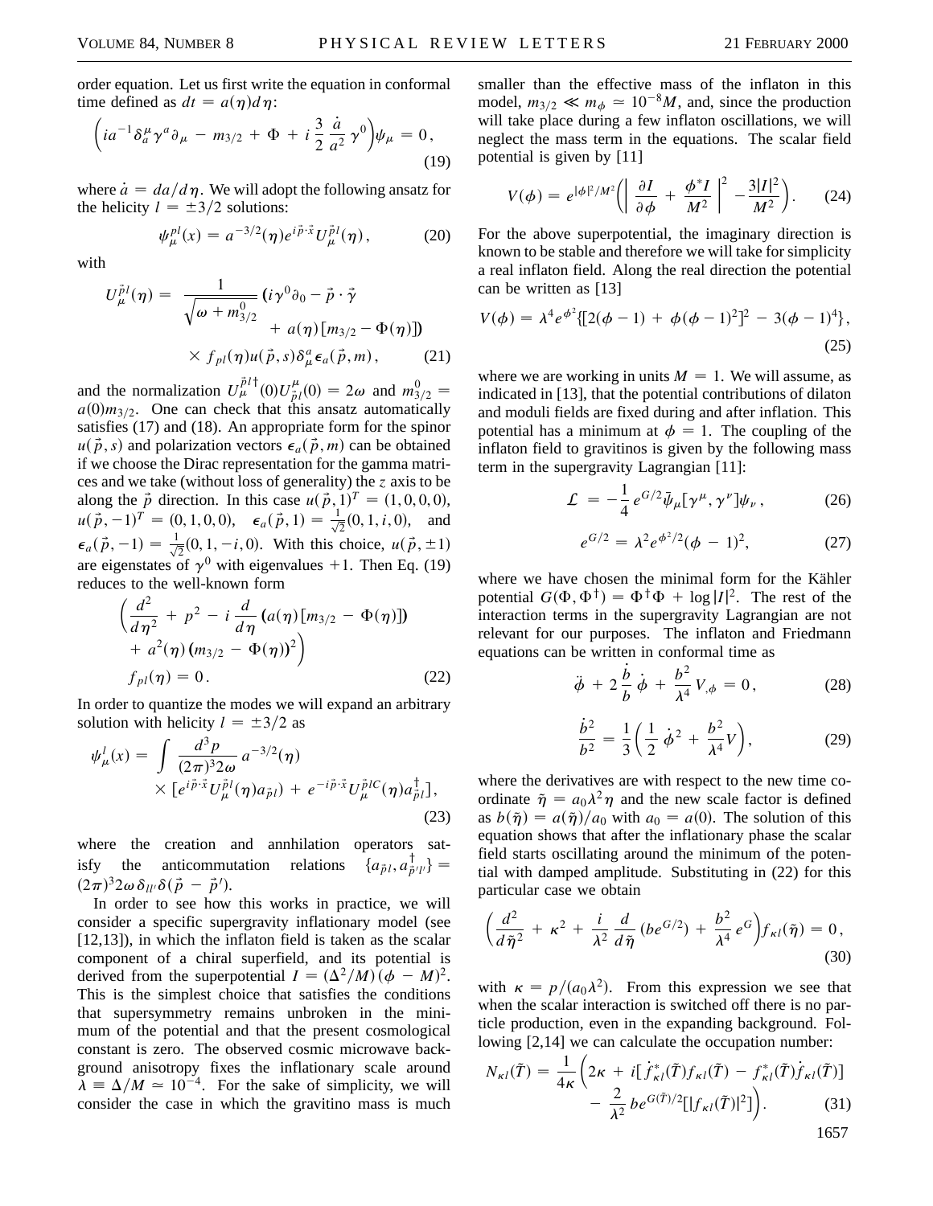order equation. Let us first write the equation in conformal time defined as $dt = a(\eta) d\eta$:

$$
\left( i a^{-1} \delta_a^\mu \gamma^a \partial_\mu - m_{3/2} + \Phi + i \frac{3}{2} \frac{\dot{a}}{a^2} \gamma^0 \right) \psi_\mu = 0 , \tag{19}
$$

where $\dot{a} = da/d\eta$. We will adopt the following ansatz for the helicity $l = \pm 3/2$ solutions:

$$
\psi_\mu^{pl}(x) = a^{-3/2}(\eta) e^{i\vec{p}\cdot\vec{x}} U_\mu^{\vec{p}l}(\eta) , \tag{20}
$$

with

$$
U_\mu^{\vec{p}l}(\eta) = \frac{1}{\sqrt{\omega + m_{3/2}^0}} \left( i\gamma^0 \partial_0 - \vec{p}\cdot\vec{\gamma} + a(\eta) [m_{3/2} - \Phi(\eta)] \right) \times f_{pl}(\eta) u(\vec{p}, s) \delta_\mu^a \epsilon_a(\vec{p}, m) , \tag{21}
$$

and the normalization $U_\mu^{\vec{p}l\dagger}(0) U_{\vec{p}l}^\mu(0) = 2\omega$ and $m_{3/2}^0 = a(0) m_{3/2}$. One can check that this ansatz automatically satisfies (17) and (18). An appropriate form for the spinor $u(\vec{p}, s)$ and polarization vectors $\epsilon_a(\vec{p}, m)$ can be obtained if we choose the Dirac representation for the gamma matrices and we take (without loss of generality) the $z$ axis to be along the $\vec{p}$ direction. In this case $u(\vec{p}, 1)^T = (1, 0, 0, 0)$, $u(\vec{p}, -1)^T = (0, 1, 0, 0)$, $\epsilon_a(\vec{p}, 1) = \frac{1}{\sqrt{2}}(0, 1, i, 0)$, and $\epsilon_a(\vec{p}, -1) = \frac{1}{\sqrt{2}}(0, 1, -i, 0)$. With this choice, $u(\vec{p}, \pm 1)$ are eigenstates of $\gamma^0$ with eigenvalues $+1$. Then Eq. (19) reduces to the well-known form

$$
\left( \frac{d^2}{d\eta^2} + p^2 - i \frac{d}{d\eta} \left( a(\eta) [m_{3/2} - \Phi(\eta)] \right) + a^2(\eta) (m_{3/2} - \Phi(\eta))^2 \right) f_{pl}(\eta) = 0 . \tag{22}
$$

In order to quantize the modes we will expand an arbitrary solution with helicity $l = \pm 3/2$ as

$$
\psi_\mu^l(x) = \int \frac{d^3 p}{(2\pi)^3 2\omega} a^{-3/2}(\eta) \times [e^{i\vec{p}\cdot\vec{x}} U_\mu^{\vec{p}l}(\eta) a_{\vec{p}l} + e^{-i\vec{p}\cdot\vec{x}} U_\mu^{\vec{p}lC}(\eta) a_{\vec{p}l}^\dagger] , \tag{23}
$$

where the creation and annhilation operators satisfy the anticommutation relations $\{a_{\vec{p}l}, a_{\vec{p}'l'}^\dagger\} = (2\pi)^3 2\omega \delta_{ll'} \delta(\vec{p} - \vec{p}')$.

In order to see how this works in practice, we will consider a specific supergravity inflationary model (see [12,13]), in which the inflaton field is taken as the scalar component of a chiral superfield, and its potential is derived from the superpotential $I = (\Delta^2/M)(\phi - M)^2$. This is the simplest choice that satisfies the conditions that supersymmetry remains unbroken in the minimum of the potential and that the present cosmological constant is zero. The observed cosmic microwave background anisotropy fixes the inflationary scale around $\lambda \equiv \Delta/M \simeq 10^{-4}$. For the sake of simplicity, we will consider the case in which the gravitino mass is much smaller than the effective mass of the inflaton in this model, $m_{3/2} \ll m_\phi \simeq 10^{-8} M$, and, since the production will take place during a few inflaton oscillations, we will neglect the mass term in the equations. The scalar field potential is given by [11]

$$
V(\phi) = e^{|\phi|^2/M^2} \left( \left| \frac{\partial I}{\partial \phi} + \frac{\phi^* I}{M^2} \right|^2 - \frac{3|I|^2}{M^2} \right) . \tag{24}
$$

For the above superpotential, the imaginary direction is known to be stable and therefore we will take for simplicity a real inflaton field. Along the real direction the potential can be written as [13]

$$
V(\phi) = \lambda^4 e^{\phi^2} \{ [2(\phi - 1) + \phi(\phi - 1)^2]^2 - 3(\phi - 1)^4 \} , \tag{25}
$$

where we are working in units $M = 1$. We will assume, as indicated in [13], that the potential contributions of dilaton and moduli fields are fixed during and after inflation. This potential has a minimum at $\phi = 1$. The coupling of the inflaton field to gravitinos is given by the following mass term in the supergravity Lagrangian [11]:

$$
\mathcal{L} = -\frac{1}{4} e^{G/2} \bar{\psi}_\mu [\gamma^\mu, \gamma^\nu] \psi_\nu , \tag{26}
$$

$$
e^{G/2} = \lambda^2 e^{\phi^2/2} (\phi - 1)^2 , \tag{27}
$$

where we have chosen the minimal form for the Kähler potential $G(\Phi, \Phi^\dagger) = \Phi^\dagger \Phi + \log |I|^2$. The rest of the interaction terms in the supergravity Lagrangian are not relevant for our purposes. The inflaton and Friedmann equations can be written in conformal time as

$$
\ddot{\phi} + 2 \frac{\dot{b}}{b} \dot{\phi} + \frac{b^2}{\lambda^4} V_{,\phi} = 0 , \tag{28}
$$

$$
\frac{\dot{b}^2}{b^2} = \frac{1}{3} \left( \frac{1}{2} \dot{\phi}^2 + \frac{b^2}{\lambda^4} V \right) , \tag{29}
$$

where the derivatives are with respect to the new time coordinate $\tilde{\eta} = a_0 \lambda^2 \eta$ and the new scale factor is defined as $b(\tilde{\eta}) = a(\tilde{\eta})/a_0$ with $a_0 = a(0)$. The solution of this equation shows that after the inflationary phase the scalar field starts oscillating around the minimum of the potential with damped amplitude. Substituting in (22) for this particular case we obtain

$$
\left( \frac{d^2}{d\tilde{\eta}^2} + \kappa^2 + \frac{i}{\lambda^2} \frac{d}{d\tilde{\eta}} (b e^{G/2}) + \frac{b^2}{\lambda^4} e^G \right) f_{\kappa l}(\tilde{\eta}) = 0 , \tag{30}
$$

with $\kappa = p/(a_0 \lambda^2)$. From this expression we see that when the scalar interaction is switched off there is no particle production, even in the expanding background. Following [2,14] we can calculate the occupation number:

$$
N_{\kappa l}(\tilde{T}) = \frac{1}{4\kappa} \left( 2\kappa + i [\dot{f}_{\kappa l}^*(\tilde{T}) f_{\kappa l}(\tilde{T}) - f_{\kappa l}^*(\tilde{T}) \dot{f}_{\kappa l}(\tilde{T})] - \frac{2}{\lambda^2} b e^{G(\tilde{T})/2} [|f_{\kappa l}(\tilde{T})|^2] \right) . \tag{31}
$$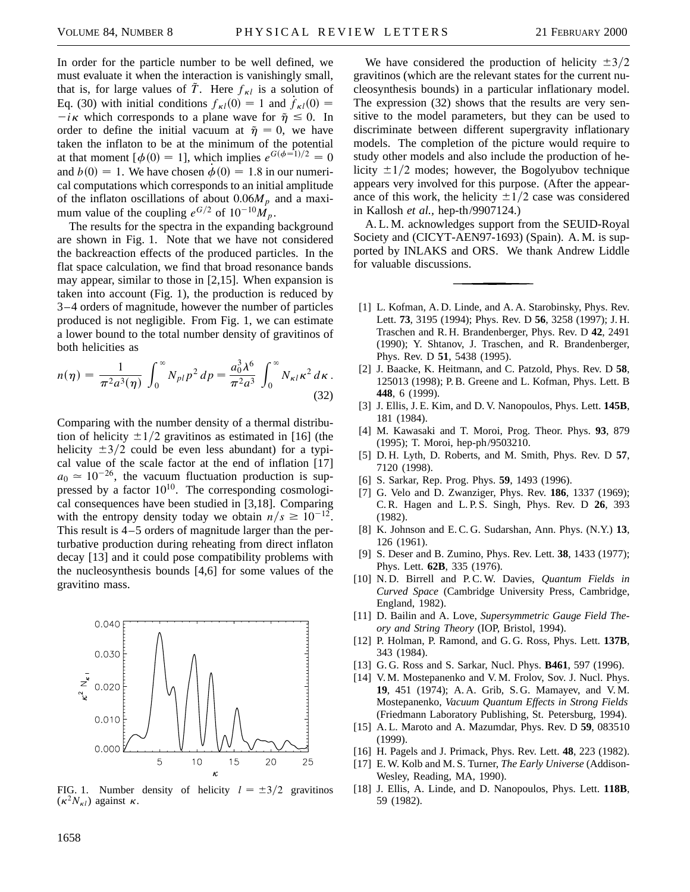In order for the particle number to be well defined, we must evaluate it when the interaction is vanishingly small, that is, for large values of $\tilde{T}$. Here $f_{\kappa l}$ is a solution of Eq. (30) with initial conditions $f_{\kappa l}(0) = 1$ and $\dot{f}_{\kappa l}(0) = -i\kappa$ which corresponds to a plane wave for $\tilde{\eta} \leq 0$. In order to define the initial vacuum at $\tilde{\eta} = 0$, we have taken the inflaton to be at the minimum of the potential at that moment [$\phi(0) = 1$], which implies $e^{G(\phi=1)/2} = 0$ and $b(0) = 1$. We have chosen $\dot{\phi}(0) = 1.8$ in our numerical computations which corresponds to an initial amplitude of the inflaton oscillations of about $0.06 M_p$ and a maximum value of the coupling $e^{G/2}$ of $10^{-10} M_p$.

The results for the spectra in the expanding background are shown in Fig. 1. Note that we have not considered the backreaction effects of the produced particles. In the flat space calculation, we find that broad resonance bands may appear, similar to those in [2,15]. When expansion is taken into account (Fig. 1), the production is reduced by 3–4 orders of magnitude, however the number of particles produced is not negligible. From Fig. 1, we can estimate a lower bound to the total number density of gravitinos of both helicities as

$$n(\eta) = \frac{1}{\pi^2 a^3(\eta)} \int_0^\infty N_{pl} p^2 \, dp = \frac{a_0^3 \lambda^6}{\pi^2 a^3} \int_0^\infty N_{\kappa l} \kappa^2 \, d\kappa \,. \tag{32}$$

Comparing with the number density of a thermal distribution of helicity $\pm 1/2$ gravitinos as estimated in [16] (the helicity $\pm 3/2$ could be even less abundant) for a typical value of the scale factor at the end of inflation [17] $a_0 \simeq 10^{-26}$, the vacuum fluctuation production is suppressed by a factor $10^{10}$. The corresponding cosmological consequences have been studied in [3,18]. Comparing with the entropy density today we obtain $n/s \geq 10^{-12}$. This result is 4–5 orders of magnitude larger than the perturbative production during reheating from direct inflaton decay [13] and it could pose compatibility problems with the nucleosynthesis bounds [4,6] for some values of the gravitino mass.

0.040
0.030
0.020
0.010
0.000
$\kappa^2 N_{\kappa l}$
5
10
15
20
25
$\kappa$

FIG. 1. Number density of helicity $l = \pm 3/2$ gravitinos ($\kappa^2 N_{\kappa l}$) against $\kappa$.

We have considered the production of helicity $\pm 3/2$ gravitinos (which are the relevant states for the current nucleosynthesis bounds) in a particular inflationary model. The expression (32) shows that the results are very sensitive to the model parameters, but they can be used to discriminate between different supergravity inflationary models. The completion of the picture would require to study other models and also include the production of helicity $\pm 1/2$ modes; however, the Bogolyubov technique appears very involved for this purpose. (After the appearance of this work, the helicity $\pm 1/2$ case was considered in Kallosh *et al.*, hep-th/9907124.)

A. L. M. acknowledges support from the SEUID-Royal Society and (CICYT-AEN97-1693) (Spain). A. M. is supported by INLAKS and ORS. We thank Andrew Liddle for valuable discussions.

[1] L. Kofman, A. D. Linde, and A. A. Starobinsky, Phys. Rev. Lett. **73**, 3195 (1994); Phys. Rev. D **56**, 3258 (1997); J. H. Traschen and R. H. Brandenberger, Phys. Rev. D **42**, 2491 (1990); Y. Shtanov, J. Traschen, and R. Brandenberger, Phys. Rev. D **51**, 5438 (1995).

[2] J. Baacke, K. Heitmann, and C. Patzold, Phys. Rev. D **58**, 125013 (1998); P. B. Greene and L. Kofman, Phys. Lett. B **448**, 6 (1999).

[3] J. Ellis, J. E. Kim, and D. V. Nanopoulos, Phys. Lett. **145B**, 181 (1984).

[4] M. Kawasaki and T. Moroi, Prog. Theor. Phys. **93**, 879 (1995); T. Moroi, hep-ph/9503210.

[5] D. H. Lyth, D. Roberts, and M. Smith, Phys. Rev. D **57**, 7120 (1998).

[6] S. Sarkar, Rep. Prog. Phys. **59**, 1493 (1996).

[7] G. Velo and D. Zwanziger, Phys. Rev. **186**, 1337 (1969); C. R. Hagen and L. P. S. Singh, Phys. Rev. D **26**, 393 (1982).

[8] K. Johnson and E. C. G. Sudarshan, Ann. Phys. (N.Y.) **13**, 126 (1961).

[9] S. Deser and B. Zumino, Phys. Rev. Lett. **38**, 1433 (1977); Phys. Lett. **62B**, 335 (1976).

[10] N. D. Birrell and P. C. W. Davies, *Quantum Fields in Curved Space* (Cambridge University Press, Cambridge, England, 1982).

[11] D. Bailin and A. Love, *Supersymmetric Gauge Field Theory and String Theory* (IOP, Bristol, 1994).

[12] P. Holman, P. Ramond, and G. G. Ross, Phys. Lett. **137B**, 343 (1984).

[13] G. G. Ross and S. Sarkar, Nucl. Phys. **B461**, 597 (1996).

[14] V. M. Mostepanenko and V. M. Frolov, Sov. J. Nucl. Phys. **19**, 451 (1974); A. A. Grib, S. G. Mamayev, and V. M. Mostepanenko, *Vacuum Quantum Effects in Strong Fields* (Friedmann Laboratory Publishing, St. Petersburg, 1994).

[15] A. L. Maroto and A. Mazumdar, Phys. Rev. D **59**, 083510 (1999).

[16] H. Pagels and J. Primack, Phys. Rev. Lett. **48**, 223 (1982).

[17] E. W. Kolb and M. S. Turner, *The Early Universe* (Addison-Wesley, Reading, MA, 1990).

[18] J. Ellis, A. Linde, and D. Nanopoulos, Phys. Lett. **118B**, 59 (1982).